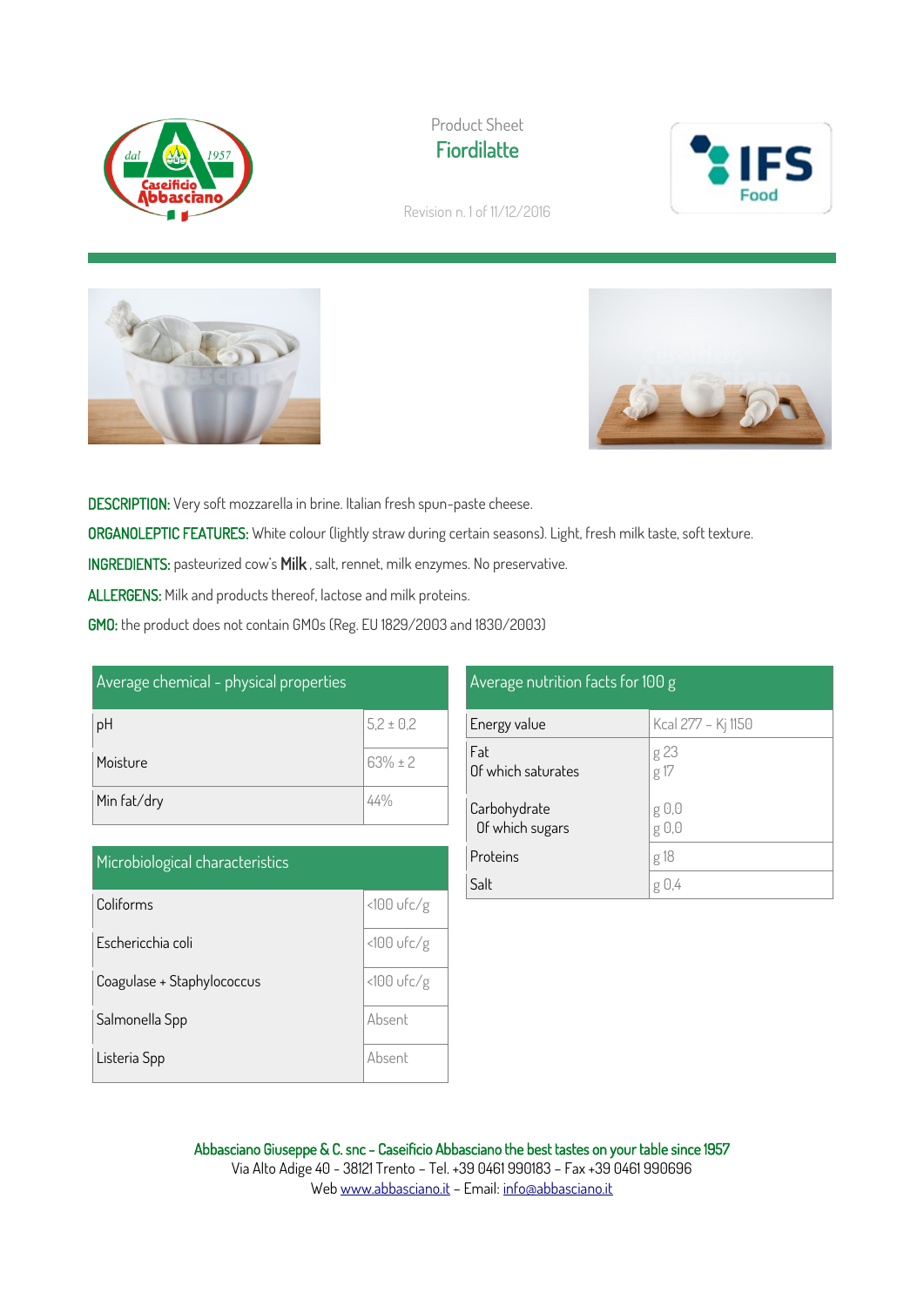Product Sheet

# Fiordilatte

Revision n. 1 of 11/12/2016

**DESCRIPTION:** Very soft mozzarella in brine. Italian fresh spun-paste cheese.

**ORGANOLEPTIC FEATURES:** White colour (lightly straw during certain seasons). Light, fresh milk taste, soft texture.

**INGREDIENTS:** pasteurized cow's **Milk**, salt, rennet, milk enzymes. No preservative.

**ALLERGENS:** Milk and products thereof, lactose and milk proteins.

**GMO:** the product does not contain GMOs (Reg. EU 1829/2003 and 1830/2003)

| Average chemical – physical properties | |
|---|---|
| pH | 5,2 ± 0,2 |
| Moisture | 63% ± 2 |
| Min fat/dry | 44% |

| Microbiological characteristics | |
|---|---|
| Coliforms | <100 ufc/g |
| Eschericchia coli | <100 ufc/g |
| Coagulase + Staphylococcus | <100 ufc/g |
| Salmonella Spp | Absent |
| Listeria Spp | Absent |

| Average nutrition facts for 100 g | |
|---|---|
| Energy value | Kcal 277 – Kj 1150 |
| Fat | g 23 |
| Of which saturates | g 17 |
| Carbohydrate | g 0,0 |
| Of which sugars | g 0,0 |
| Proteins | g 18 |
| Salt | g 0,4 |

**Abbasciano Giuseppe & C. snc – Caseificio Abbasciano the best tastes on your table since 1957**
Via Alto Adige 40 - 38121 Trento – Tel. +39 0461 990183 – Fax +39 0461 990696
Web www.abbasciano.it – Email: info@abbasciano.it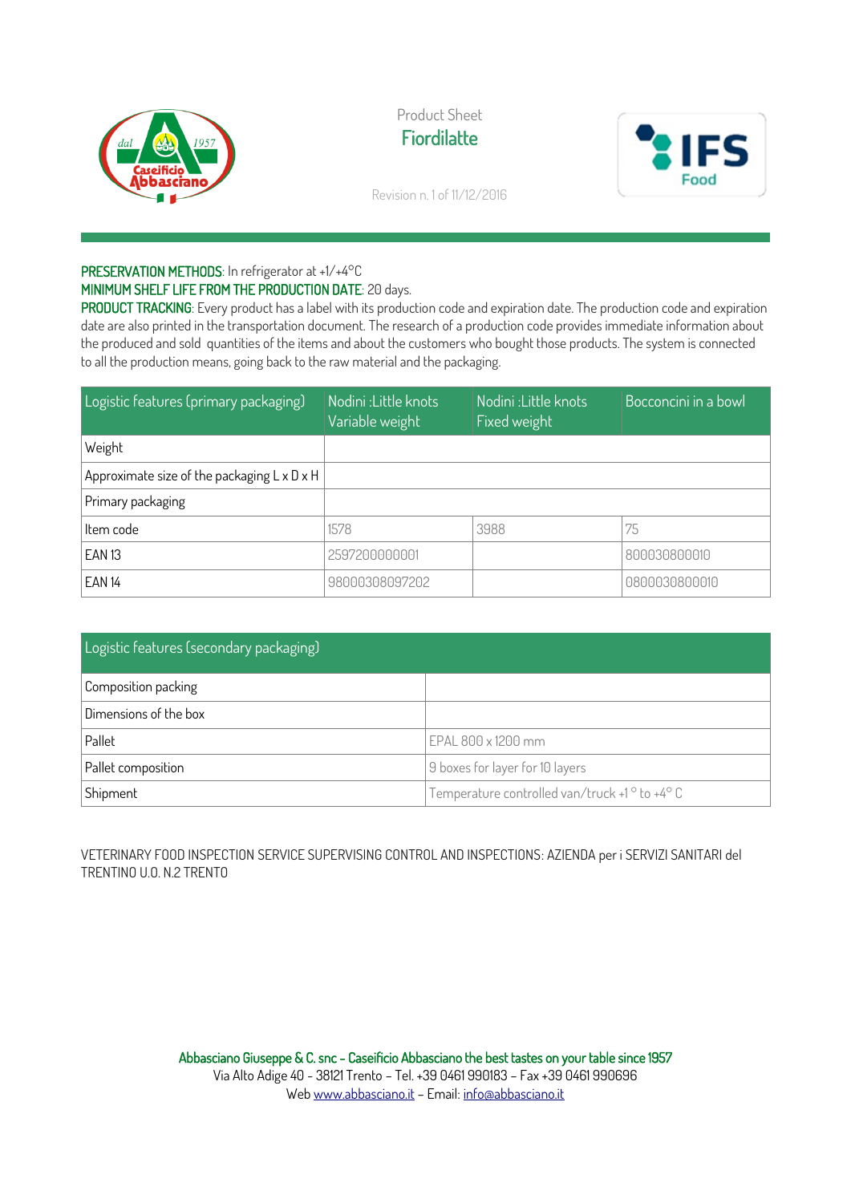Product Sheet

**Fiordilatte**

Revision n. 1 of 11/12/2016

**PRESERVATION METHODS**: In refrigerator at +1/+4°C
**MINIMUM SHELF LIFE FROM THE PRODUCTION DATE**: 20 days.
**PRODUCT TRACKING**: Every product has a label with its production code and expiration date. The production code and expiration date are also printed in the transportation document. The research of a production code provides immediate information about the produced and sold quantities of the items and about the customers who bought those products. The system is connected to all the production means, going back to the raw material and the packaging.

| Logistic features (primary packaging) | Nodini :Little knots Variable weight | Nodini :Little knots Fixed weight | Bocconcini in a bowl |
|---|---|---|---|
| Weight | | | |
| Approximate size of the packaging L x D x H | | | |
| Primary packaging | | | |
| Item code | 1578 | 3988 | 75 |
| EAN 13 | 2597200000001 | | 800030800010 |
| EAN 14 | 98000308097202 | | 0800030800010 |

| Logistic features (secondary packaging) | |
|---|---|
| Composition packing | |
| Dimensions of the box | |
| Pallet | EPAL 800 x 1200 mm |
| Pallet composition | 9 boxes for layer for 10 layers |
| Shipment | Temperature controlled van/truck +1 ° to +4° C |

VETERINARY FOOD INSPECTION SERVICE SUPERVISING CONTROL AND INSPECTIONS: AZIENDA per i SERVIZI SANITARI del TRENTINO U.O. N.2 TRENTO

**Abbasciano Giuseppe & C. snc – Caseificio Abbasciano the best tastes on your table since 1957**
Via Alto Adige 40 - 38121 Trento – Tel. +39 0461 990183 – Fax +39 0461 990696
Web www.abbasciano.it – Email: info@abbasciano.it